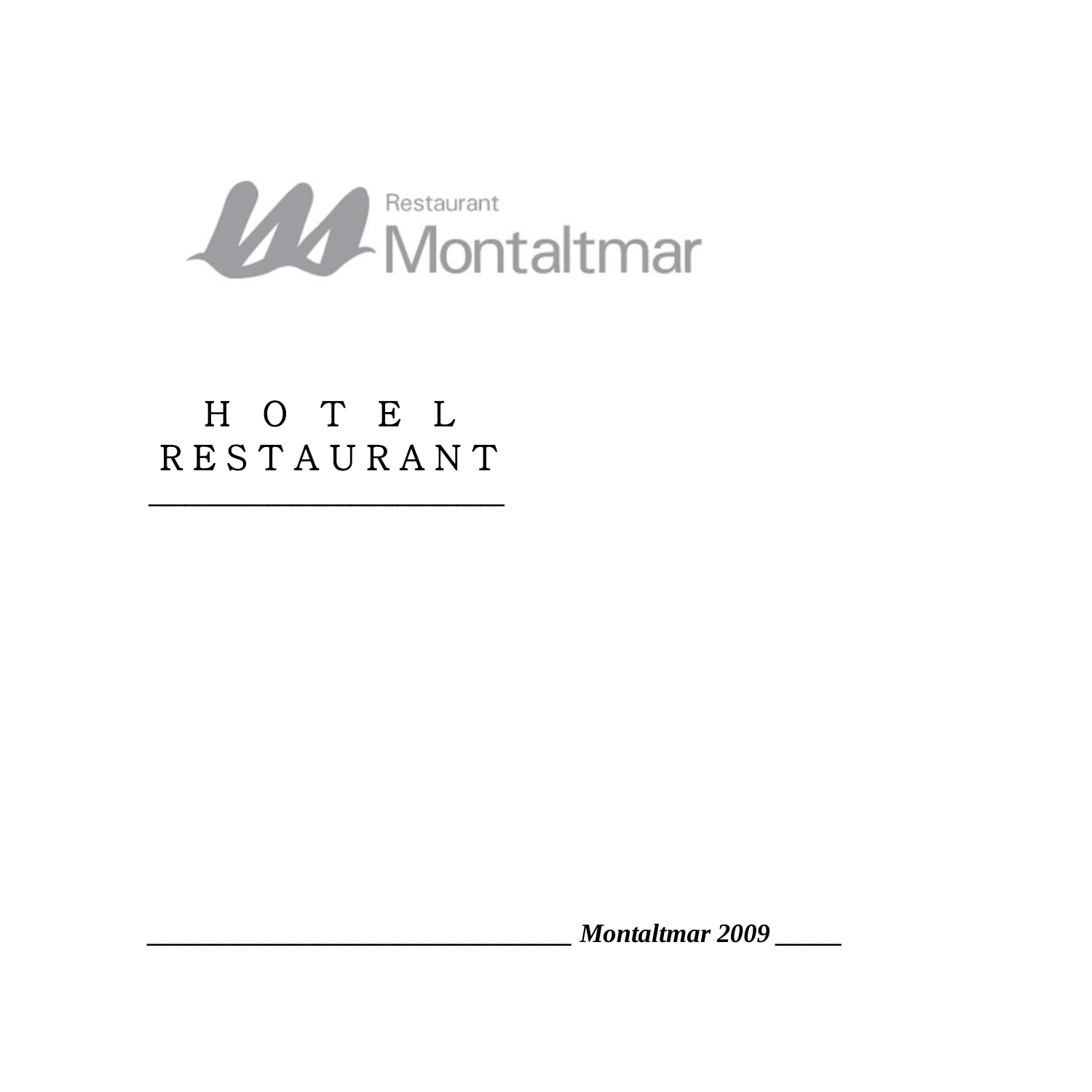Restaurant
Montaltmar

# H O T E L
# R E S T A U R A N T

***Montaltmar 2009***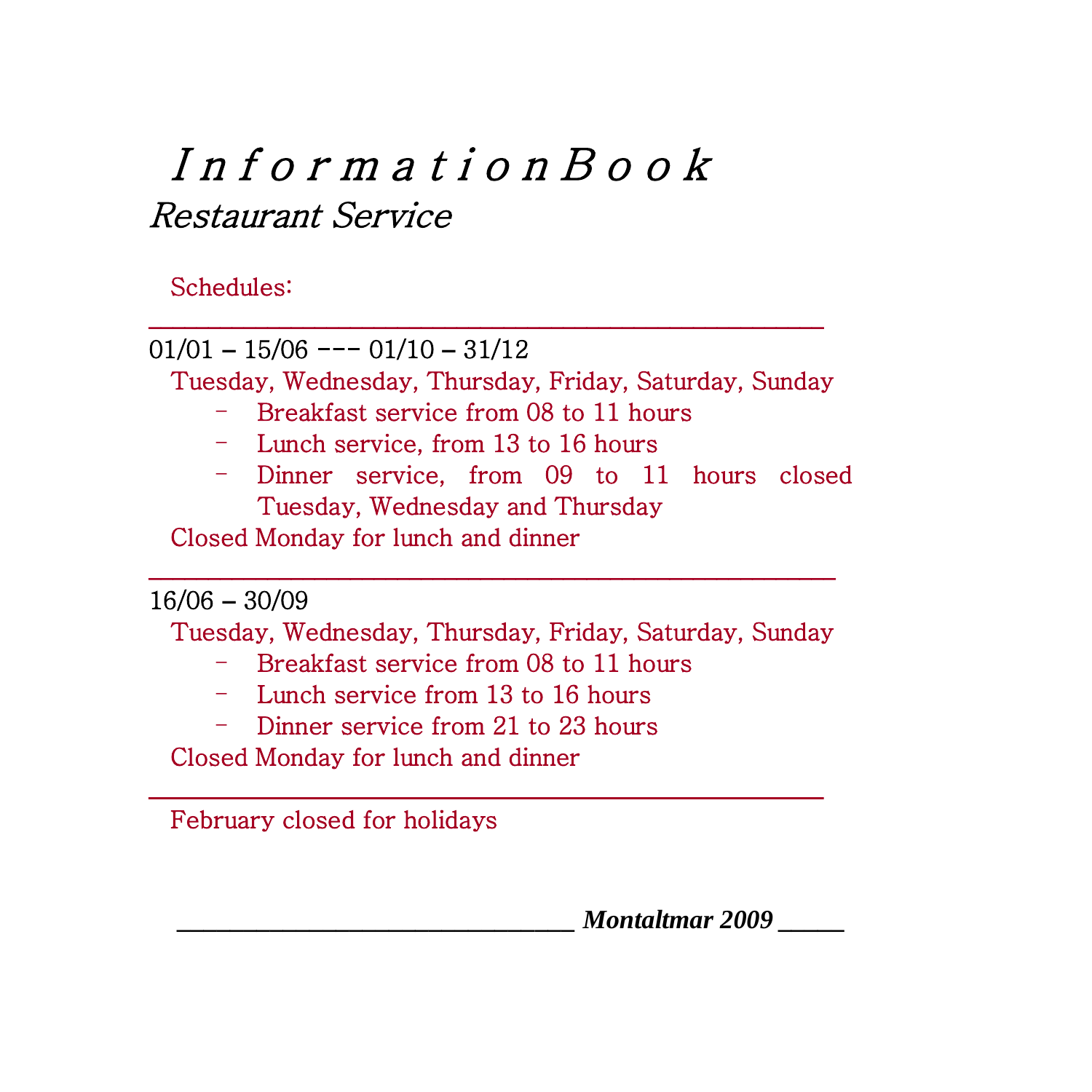# *I n f o r m a t i o n B o o k*

## *Restaurant Service*

Schedules:

---

01/01 – 15/06 --- 01/10 – 31/12

Tuesday, Wednesday, Thursday, Friday, Saturday, Sunday

- Breakfast service from 08 to 11 hours
- Lunch service, from 13 to 16 hours
- Dinner service, from 09 to 11 hours closed Tuesday, Wednesday and Thursday

Closed Monday for lunch and dinner

---

16/06 – 30/09

Tuesday, Wednesday, Thursday, Friday, Saturday, Sunday

- Breakfast service from 08 to 11 hours
- Lunch service from 13 to 16 hours
- Dinner service from 21 to 23 hours

Closed Monday for lunch and dinner

---

February closed for holidays

***Montaltmar 2009***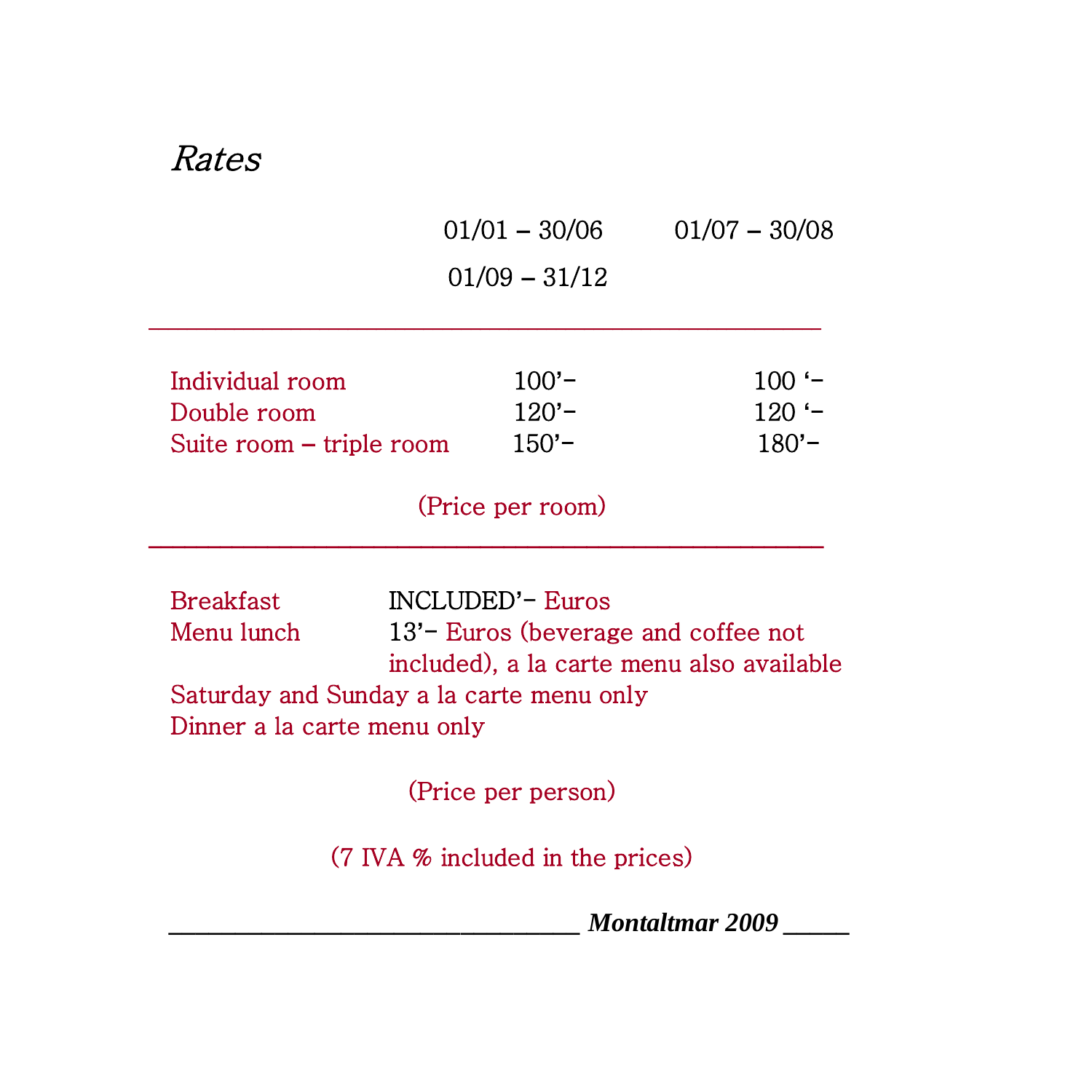# *Rates*

| | 01/01 – 30/06<br>01/09 – 31/12 | 01/07 – 30/08 |
|---|---|---|
| Individual room | 100'– | 100 '– |
| Double room | 120'– | 120 '– |
| Suite room – triple room | 150'– | 180'– |

(Price per room)

Breakfast INCLUDED'– Euros
Menu lunch 13'– Euros (beverage and coffee not included), a la carte menu also available
Saturday and Sunday a la carte menu only
Dinner a la carte menu only

(Price per person)

(7 IVA % included in the prices)

***Montaltmar 2009***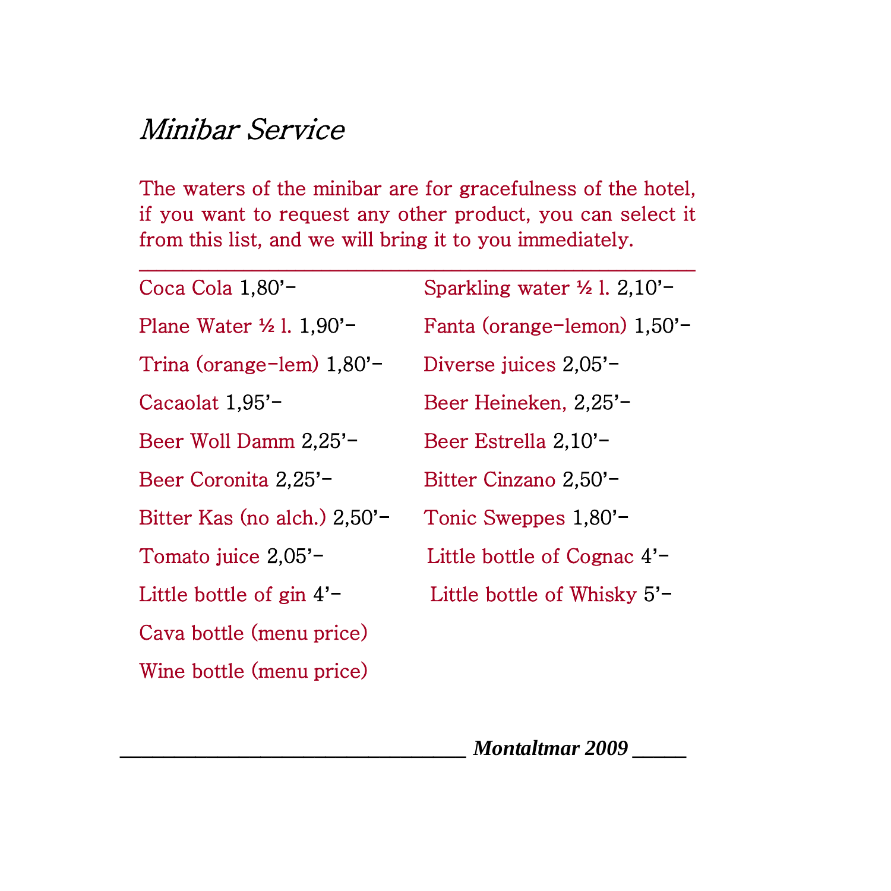# *Minibar Service*

The waters of the minibar are for gracefulness of the hotel, if you want to request any other product, you can select it from this list, and we will bring it to you immediately.

---

Coca Cola 1,80'-

Plane Water ½ l. 1,90'-

Trina (orange-lem) 1,80'-

Cacaolat 1,95'-

Beer Woll Damm 2,25'-

Beer Coronita 2,25'-

Bitter Kas (no alch.) 2,50'-

Tomato juice 2,05'-

Little bottle of gin 4'-

Cava bottle (menu price)

Wine bottle (menu price)

Sparkling water ½ l. 2,10'-

Fanta (orange-lemon) 1,50'-

Diverse juices 2,05'-

Beer Heineken, 2,25'-

Beer Estrella 2,10'-

Bitter Cinzano 2,50'-

Tonic Sweppes 1,80'-

Little bottle of Cognac 4'-

Little bottle of Whisky 5'-

***Montaltmar 2009***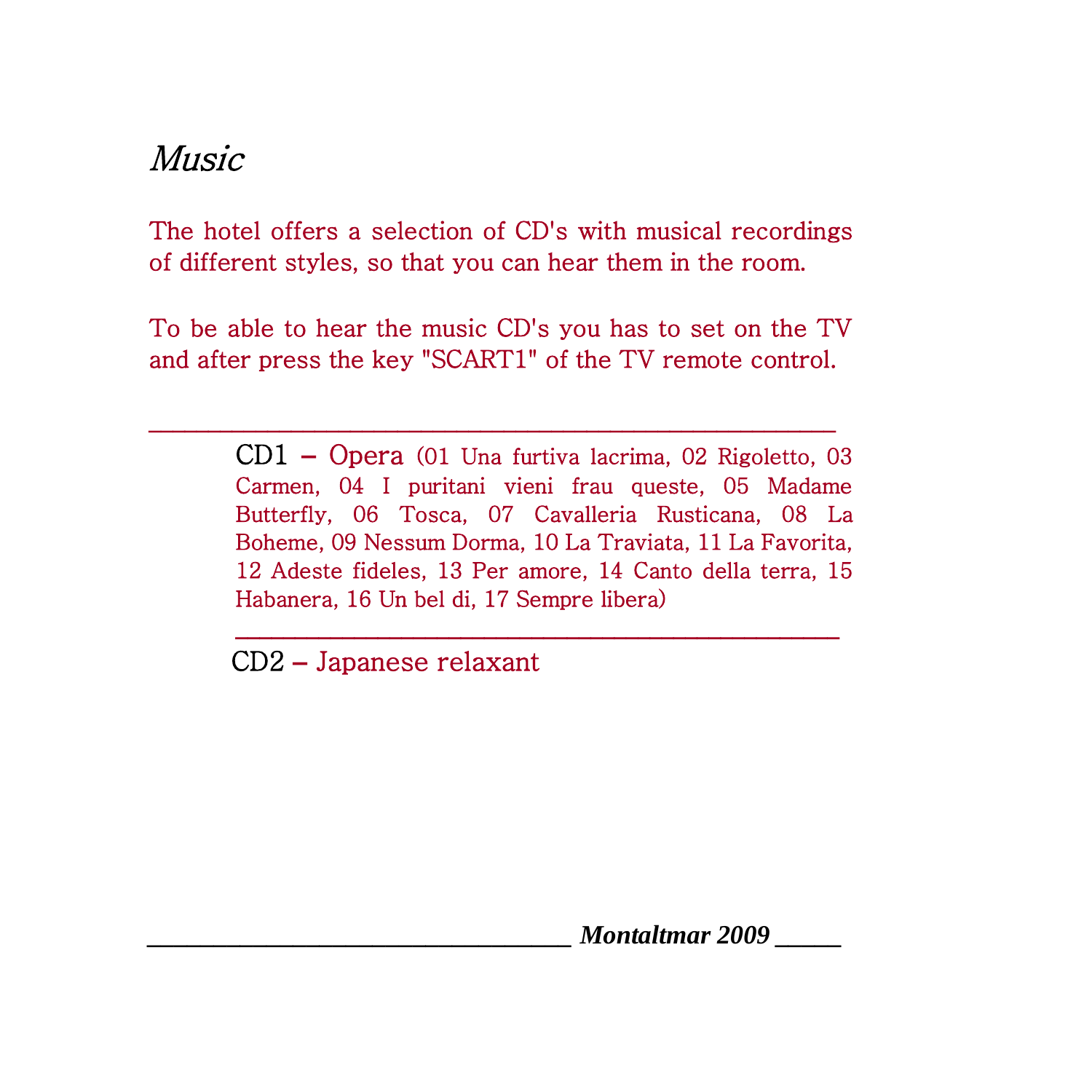# *Music*

The hotel offers a selection of CD's with musical recordings of different styles, so that you can hear them in the room.

To be able to hear the music CD's you has to set on the TV and after press the key "SCART1" of the TV remote control.

---

CD1 – Opera (01 Una furtiva lacrima, 02 Rigoletto, 03 Carmen, 04 I puritani vieni frau queste, 05 Madame Butterfly, 06 Tosca, 07 Cavalleria Rusticana, 08 La Boheme, 09 Nessum Dorma, 10 La Traviata, 11 La Favorita, 12 Adeste fideles, 13 Per amore, 14 Canto della terra, 15 Habanera, 16 Un bel di, 17 Sempre libera)

---

CD2 – Japanese relaxant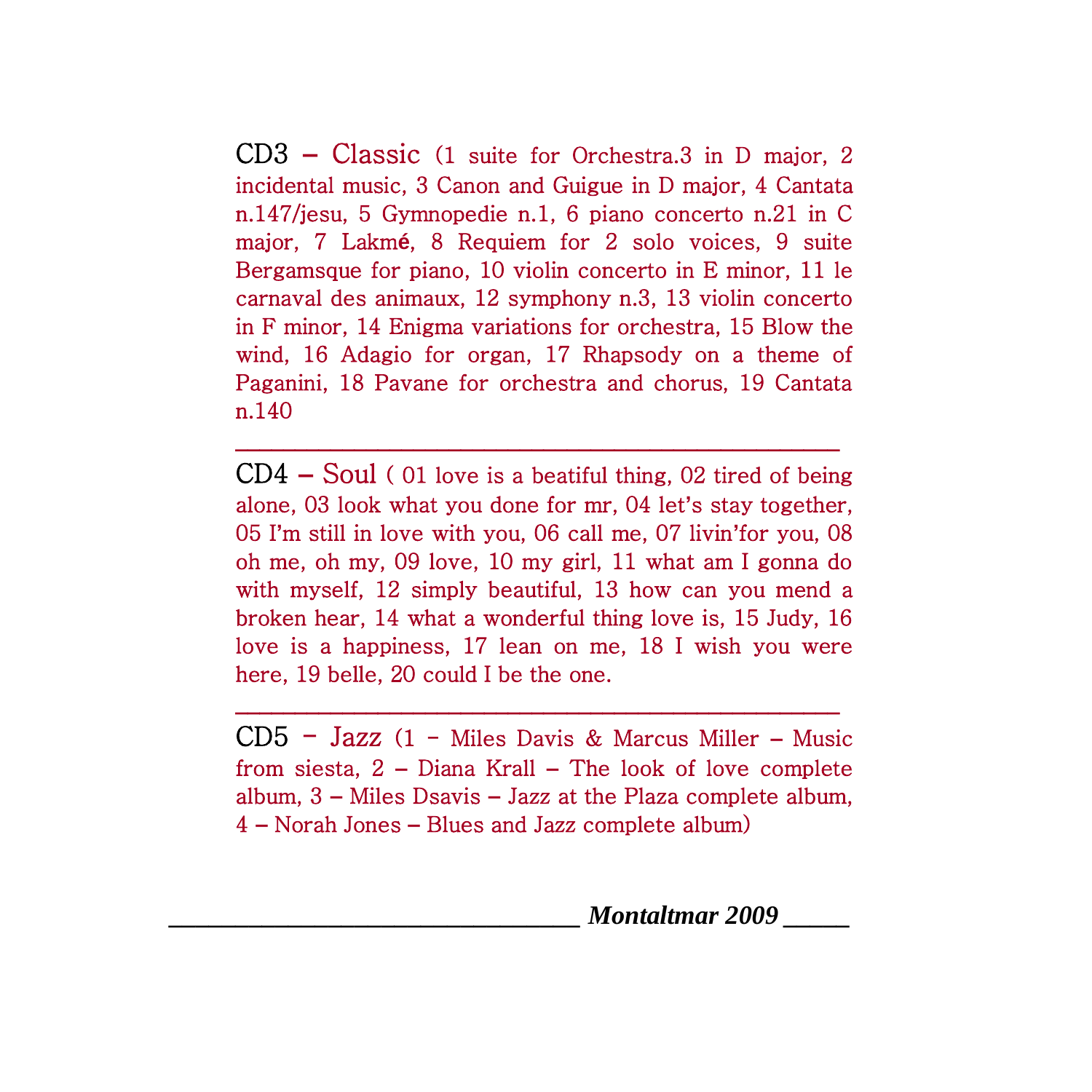CD3 – Classic (1 suite for Orchestra.3 in D major, 2 incidental music, 3 Canon and Guigue in D major, 4 Cantata n.147/jesu, 5 Gymnopedie n.1, 6 piano concerto n.21 in C major, 7 Lakmé, 8 Requiem for 2 solo voices, 9 suite Bergamsque for piano, 10 violin concerto in E minor, 11 le carnaval des animaux, 12 symphony n.3, 13 violin concerto in F minor, 14 Enigma variations for orchestra, 15 Blow the wind, 16 Adagio for organ, 17 Rhapsody on a theme of Paganini, 18 Pavane for orchestra and chorus, 19 Cantata n.140

---

CD4 – Soul ( 01 love is a beatiful thing, 02 tired of being alone, 03 look what you done for mr, 04 let's stay together, 05 I'm still in love with you, 06 call me, 07 livin'for you, 08 oh me, oh my, 09 love, 10 my girl, 11 what am I gonna do with myself, 12 simply beautiful, 13 how can you mend a broken hear, 14 what a wonderful thing love is, 15 Judy, 16 love is a happiness, 17 lean on me, 18 I wish you were here, 19 belle, 20 could I be the one.

---

CD5 - Jazz (1 - Miles Davis & Marcus Miller – Music from siesta, 2 – Diana Krall – The look of love complete album, 3 – Miles Dsavis – Jazz at the Plaza complete album, 4 – Norah Jones – Blues and Jazz complete album)

***Montaltmar 2009***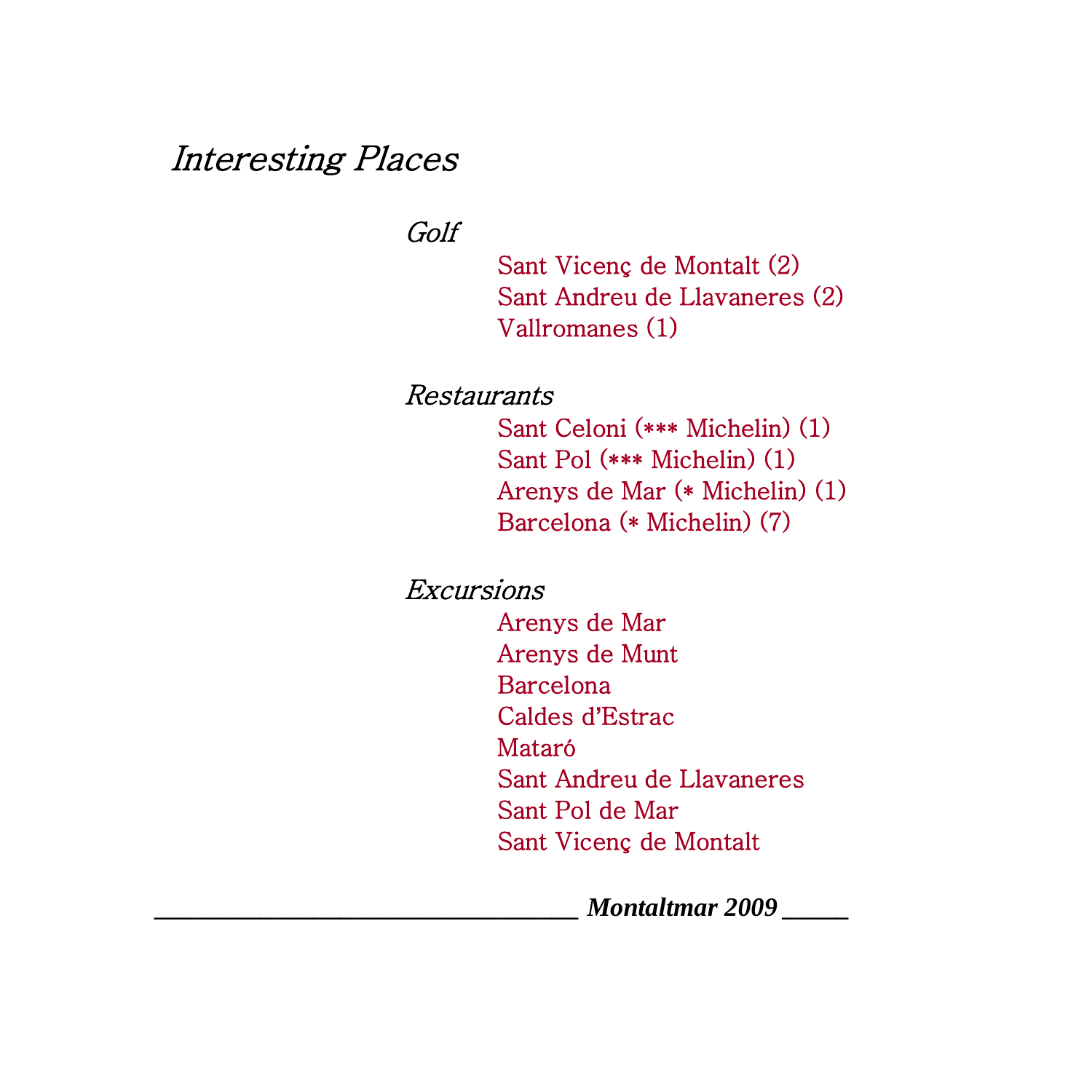# *Interesting Places*

## *Golf*

Sant Vicenç de Montalt (2)
Sant Andreu de Llavaneres (2)
Vallromanes (1)

## *Restaurants*

Sant Celoni (*** Michelin) (1)
Sant Pol (*** Michelin) (1)
Arenys de Mar (* Michelin) (1)
Barcelona (* Michelin) (7)

## *Excursions*

Arenys de Mar
Arenys de Munt
Barcelona
Caldes d'Estrac
Mataró
Sant Andreu de Llavaneres
Sant Pol de Mar
Sant Vicenç de Montalt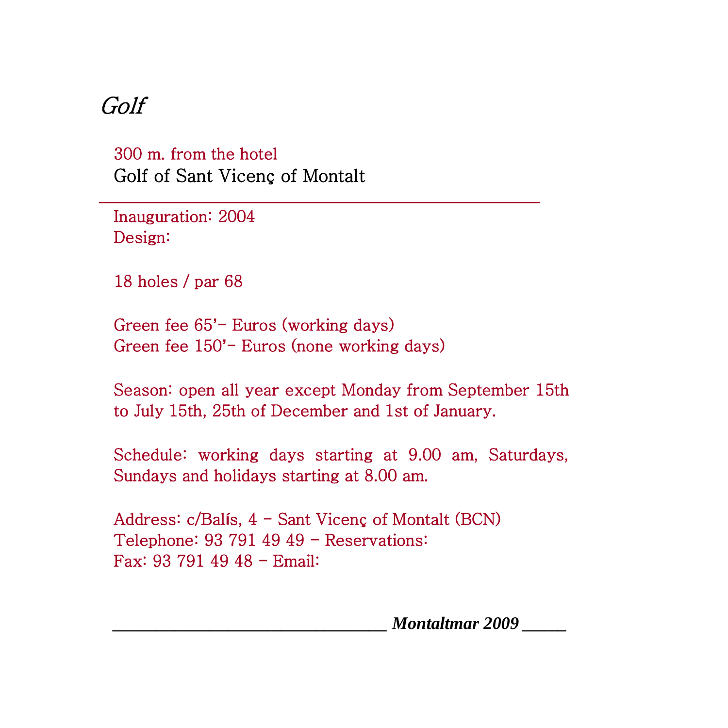# *Golf*

300 m. from the hotel
Golf of Sant Vicenç of Montalt

---

Inauguration: 2004
Design:

18 holes / par 68

Green fee 65'- Euros (working days)
Green fee 150'- Euros (none working days)

Season: open all year except Monday from September 15th to July 15th, 25th of December and 1st of January.

Schedule: working days starting at 9.00 am, Saturdays, Sundays and holidays starting at 8.00 am.

Address: c/Balís, 4 - Sant Vicenç of Montalt (BCN)
Telephone: 93 791 49 49 - Reservations:
Fax: 93 791 49 48 - Email: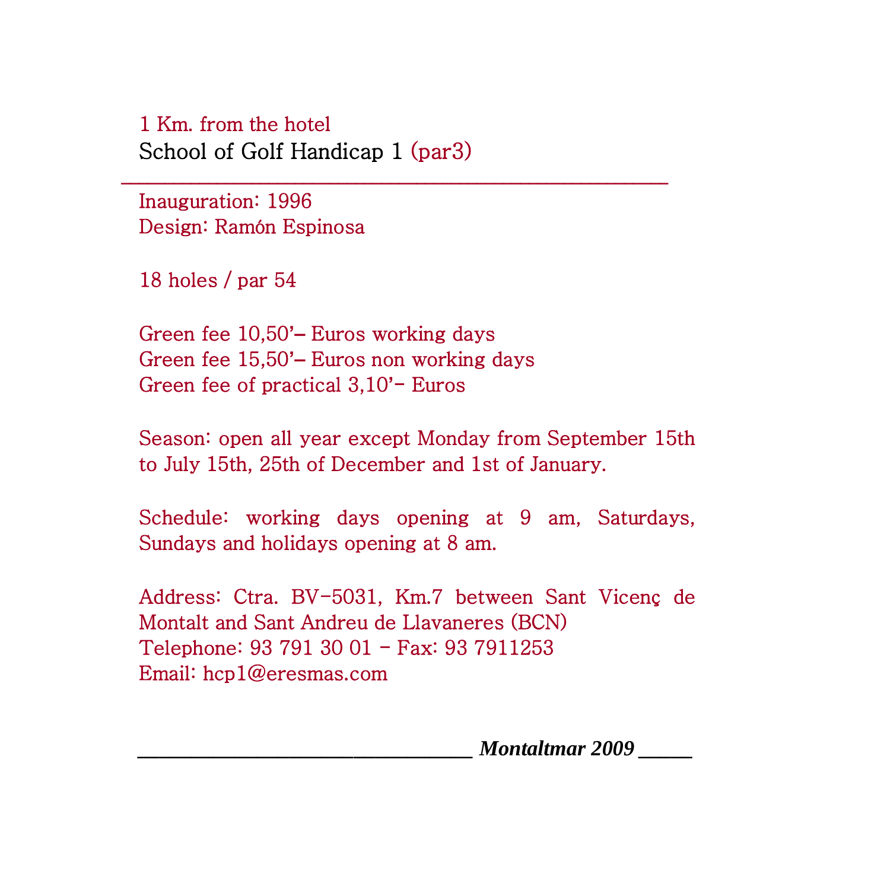1 Km. from the hotel

## School of Golf Handicap 1 (par3)

---

Inauguration: 1996
Design: Ramón Espinosa

18 holes / par 54

Green fee 10,50'– Euros working days
Green fee 15,50'– Euros non working days
Green fee of practical 3,10'- Euros

Season: open all year except Monday from September 15th to July 15th, 25th of December and 1st of January.

Schedule: working days opening at 9 am, Saturdays, Sundays and holidays opening at 8 am.

Address: Ctra. BV-5031, Km.7 between Sant Vicenç de Montalt and Sant Andreu de Llavaneres (BCN)
Telephone: 93 791 30 01 - Fax: 93 7911253
Email: hcp1@eresmas.com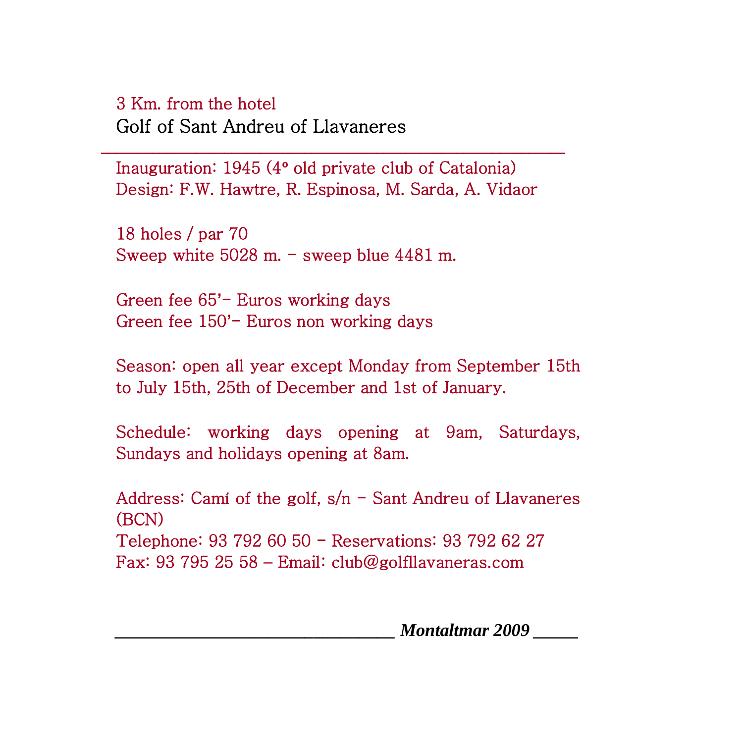3 Km. from the hotel

## Golf of Sant Andreu of Llavaneres

---

Inauguration: 1945 (4º old private club of Catalonia)
Design: F.W. Hawtre, R. Espinosa, M. Sarda, A. Vidaor

18 holes / par 70
Sweep white 5028 m. – sweep blue 4481 m.

Green fee 65'- Euros working days
Green fee 150'- Euros non working days

Season: open all year except Monday from September 15th to July 15th, 25th of December and 1st of January.

Schedule: working days opening at 9am, Saturdays, Sundays and holidays opening at 8am.

Address: Camí of the golf, s/n – Sant Andreu of Llavaneres (BCN)
Telephone: 93 792 60 50 – Reservations: 93 792 62 27
Fax: 93 795 25 58 – Email: club@golfllavaneras.com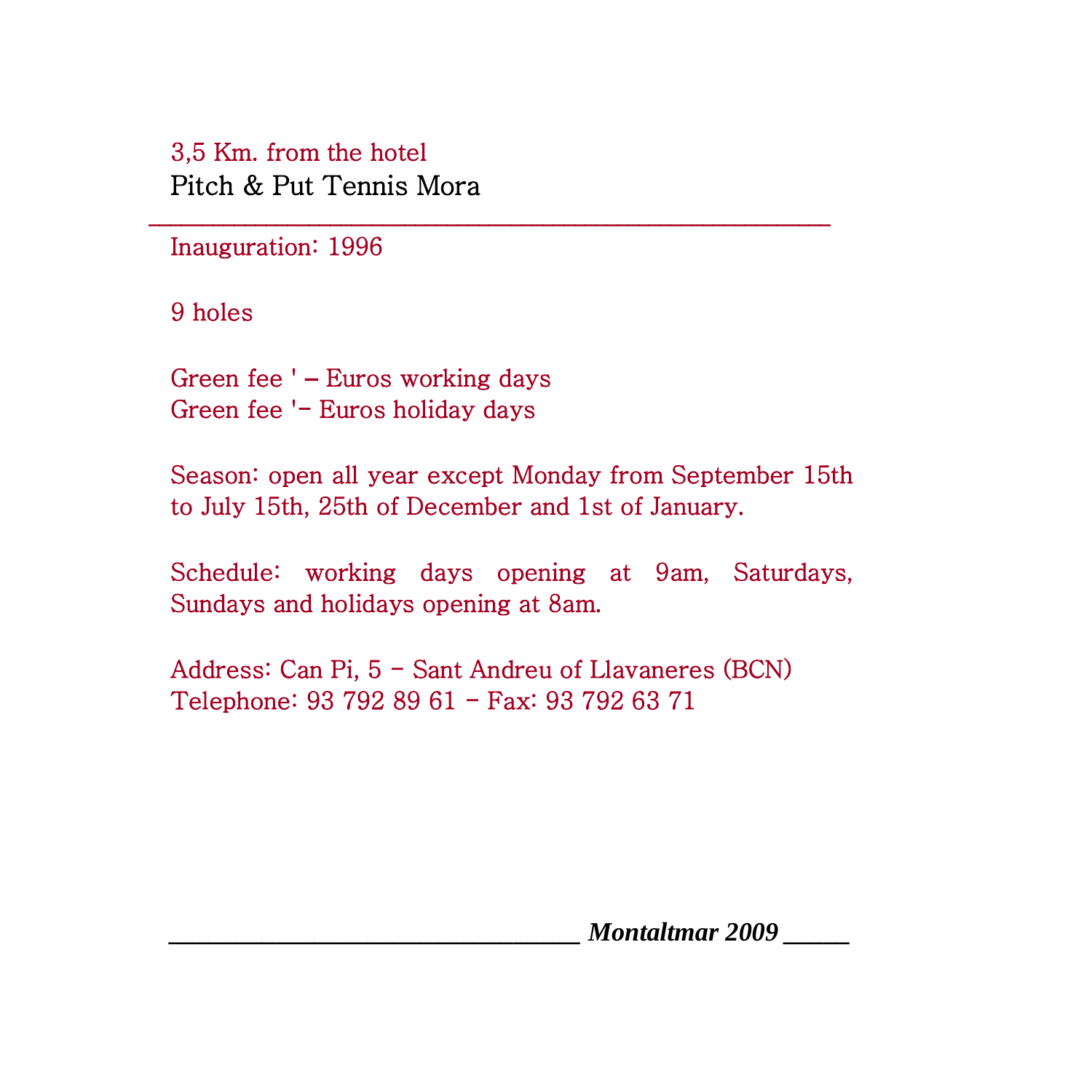3,5 Km. from the hotel

## Pitch & Put Tennis Mora

---

Inauguration: 1996

9 holes

Green fee ' – Euros working days
Green fee '– Euros holiday days

Season: open all year except Monday from September 15th to July 15th, 25th of December and 1st of January.

Schedule: working days opening at 9am, Saturdays, Sundays and holidays opening at 8am.

Address: Can Pi, 5 – Sant Andreu of Llavaneres (BCN)
Telephone: 93 792 89 61 – Fax: 93 792 63 71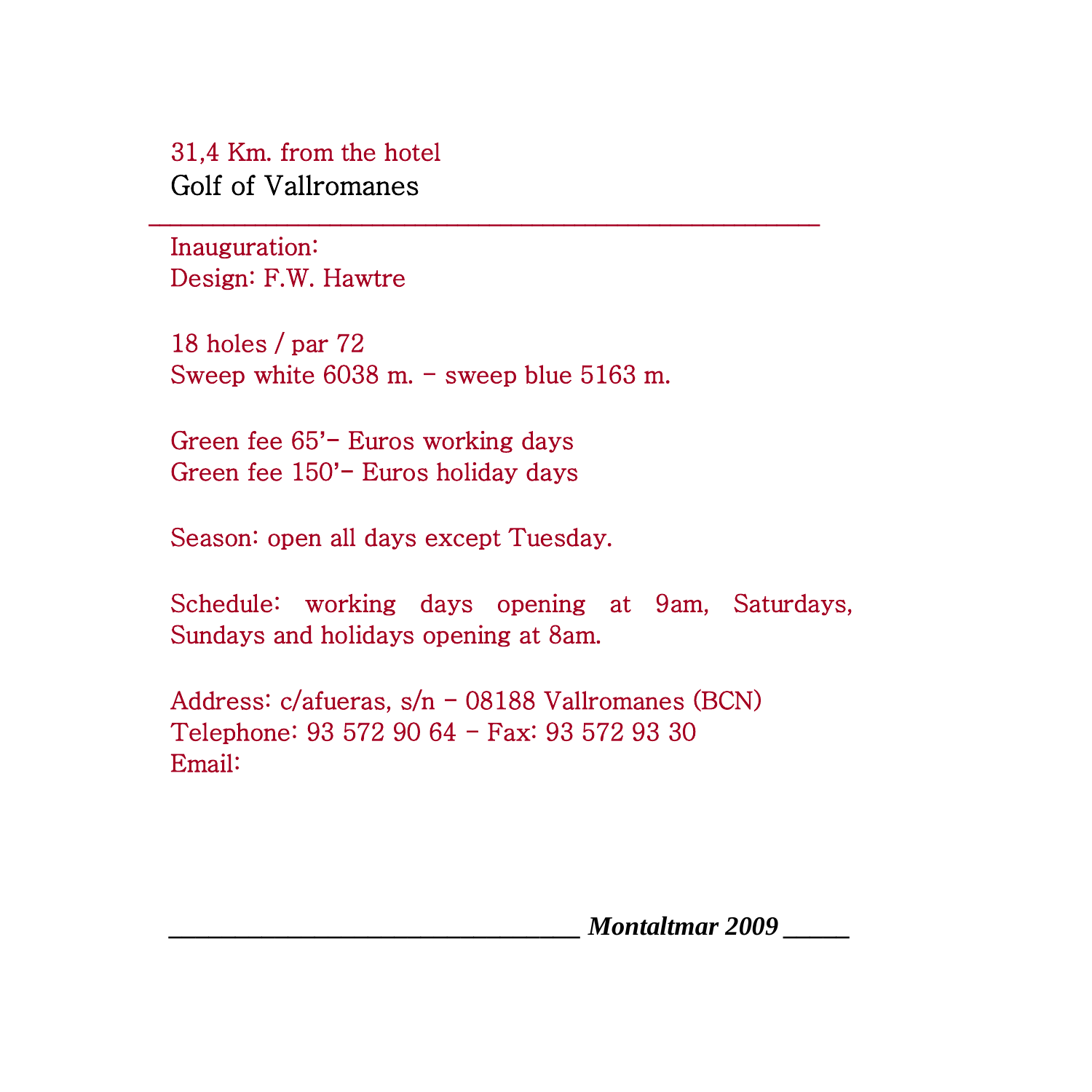31,4 Km. from the hotel

Golf of Vallromanes

---

Inauguration:

Design: F.W. Hawtre

18 holes / par 72

Sweep white 6038 m. – sweep blue 5163 m.

Green fee 65'- Euros working days

Green fee 150'- Euros holiday days

Season: open all days except Tuesday.

Schedule: working days opening at 9am, Saturdays, Sundays and holidays opening at 8am.

Address: c/afueras, s/n – 08188 Vallromanes (BCN)

Telephone: 93 572 90 64 – Fax: 93 572 93 30

Email: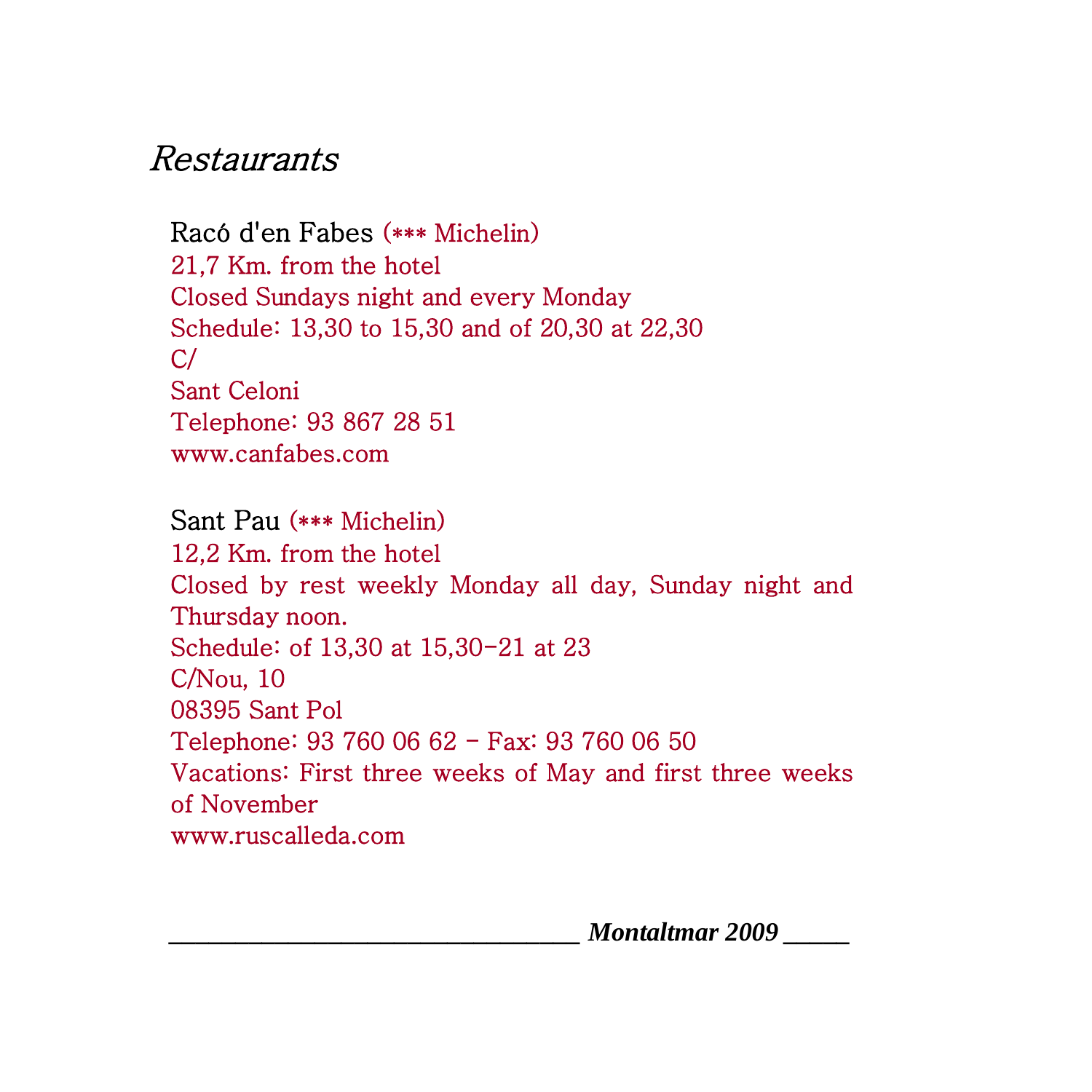# *Restaurants*

Racó d'en Fabes (*** Michelin)
21,7 Km. from the hotel
Closed Sundays night and every Monday
Schedule: 13,30 to 15,30 and of 20,30 at 22,30
C/
Sant Celoni
Telephone: 93 867 28 51
www.canfabes.com

Sant Pau (*** Michelin)
12,2 Km. from the hotel
Closed by rest weekly Monday all day, Sunday night and Thursday noon.
Schedule: of 13,30 at 15,30-21 at 23
C/Nou, 10
08395 Sant Pol
Telephone: 93 760 06 62 - Fax: 93 760 06 50
Vacations: First three weeks of May and first three weeks of November
www.ruscalleda.com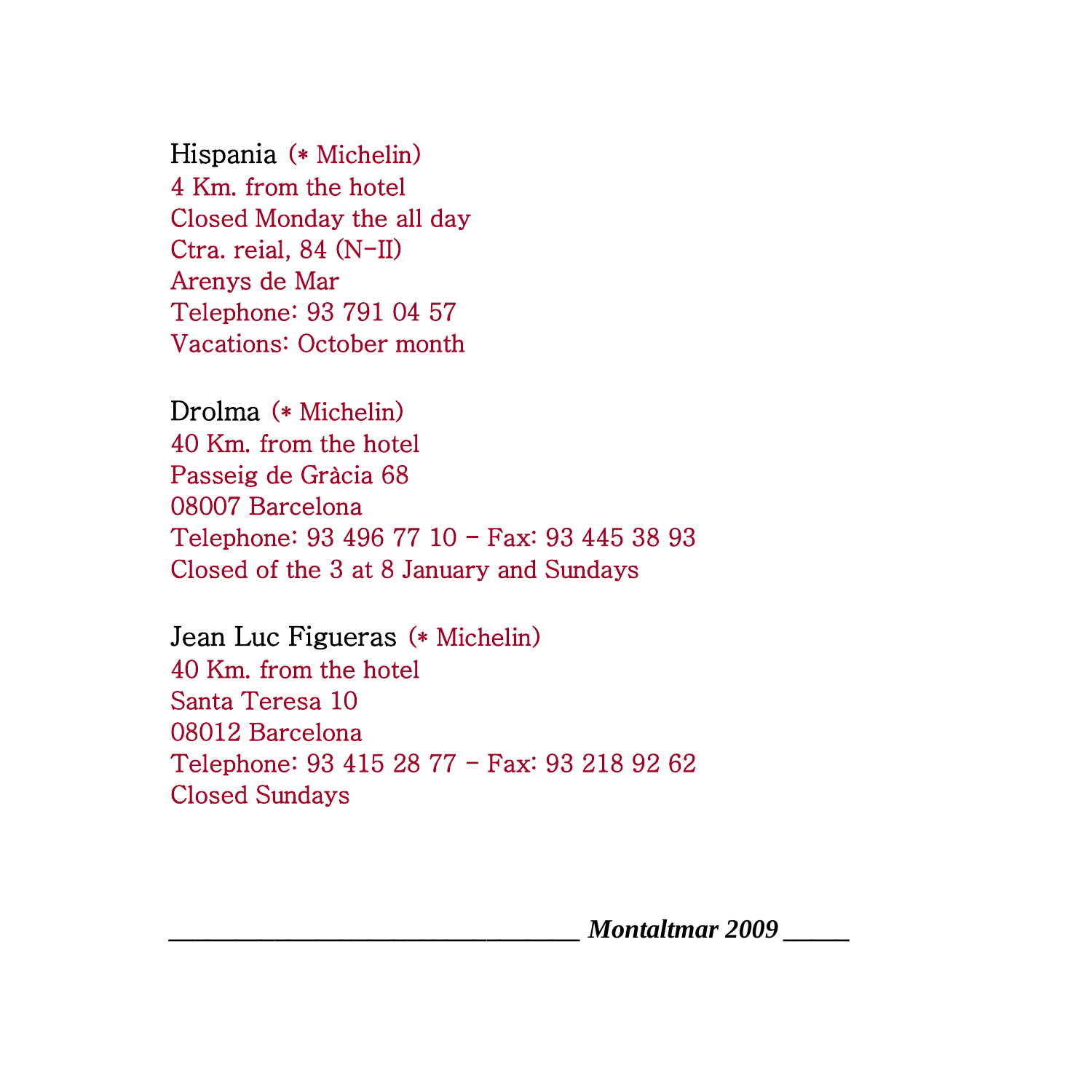Hispania (* Michelin)
4 Km. from the hotel
Closed Monday the all day
Ctra. reial, 84 (N-II)
Arenys de Mar
Telephone: 93 791 04 57
Vacations: October month

Drolma (* Michelin)
40 Km. from the hotel
Passeig de Gràcia 68
08007 Barcelona
Telephone: 93 496 77 10 - Fax: 93 445 38 93
Closed of the 3 at 8 January and Sundays

Jean Luc Figueras (* Michelin)
40 Km. from the hotel
Santa Teresa 10
08012 Barcelona
Telephone: 93 415 28 77 - Fax: 93 218 92 62
Closed Sundays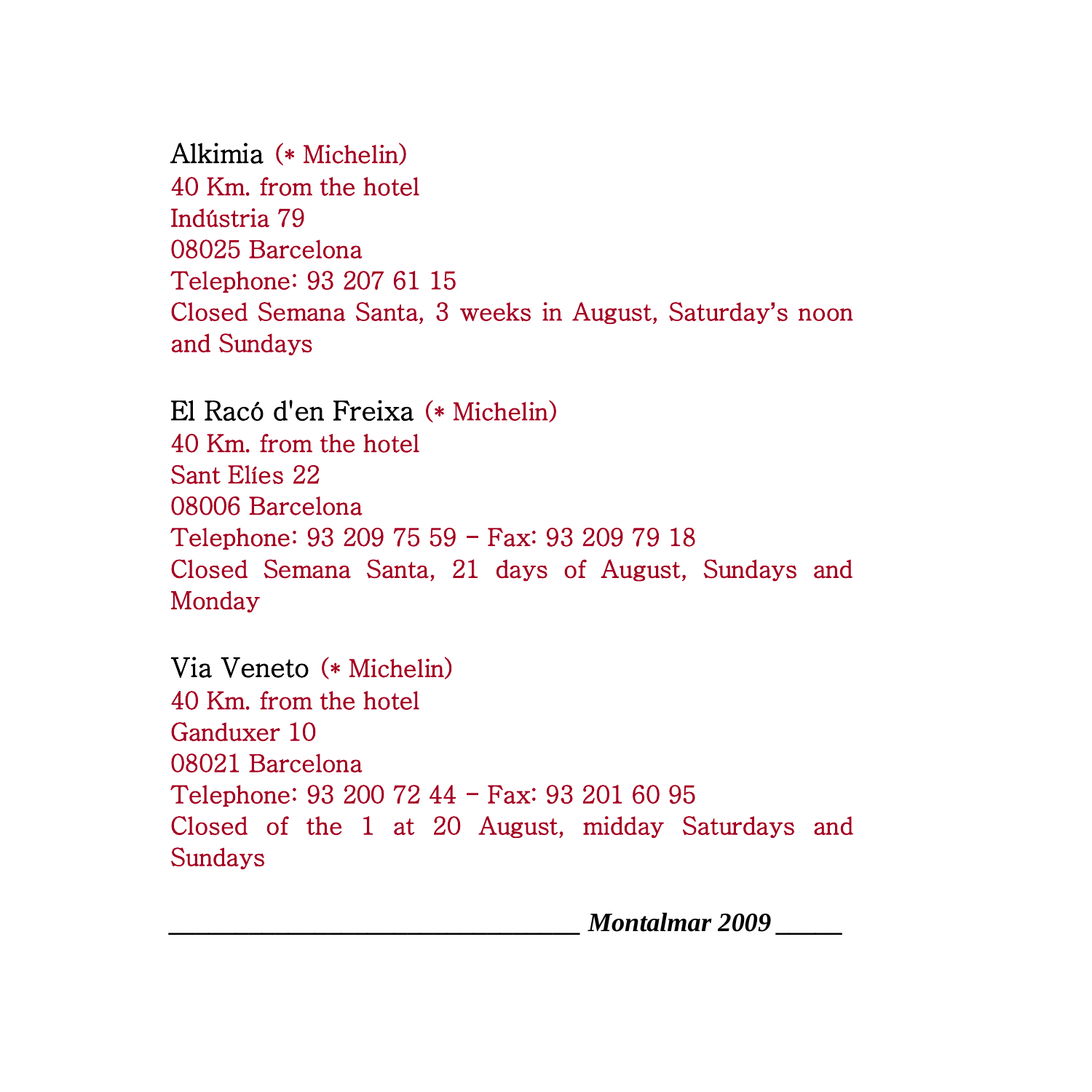Alkimia (* Michelin)
40 Km. from the hotel
Indústria 79
08025 Barcelona
Telephone: 93 207 61 15
Closed Semana Santa, 3 weeks in August, Saturday's noon and Sundays

El Racó d'en Freixa (* Michelin)
40 Km. from the hotel
Sant Elíes 22
08006 Barcelona
Telephone: 93 209 75 59 – Fax: 93 209 79 18
Closed Semana Santa, 21 days of August, Sundays and Monday

Via Veneto (* Michelin)
40 Km. from the hotel
Ganduxer 10
08021 Barcelona
Telephone: 93 200 72 44 – Fax: 93 201 60 95
Closed of the 1 at 20 August, midday Saturdays and Sundays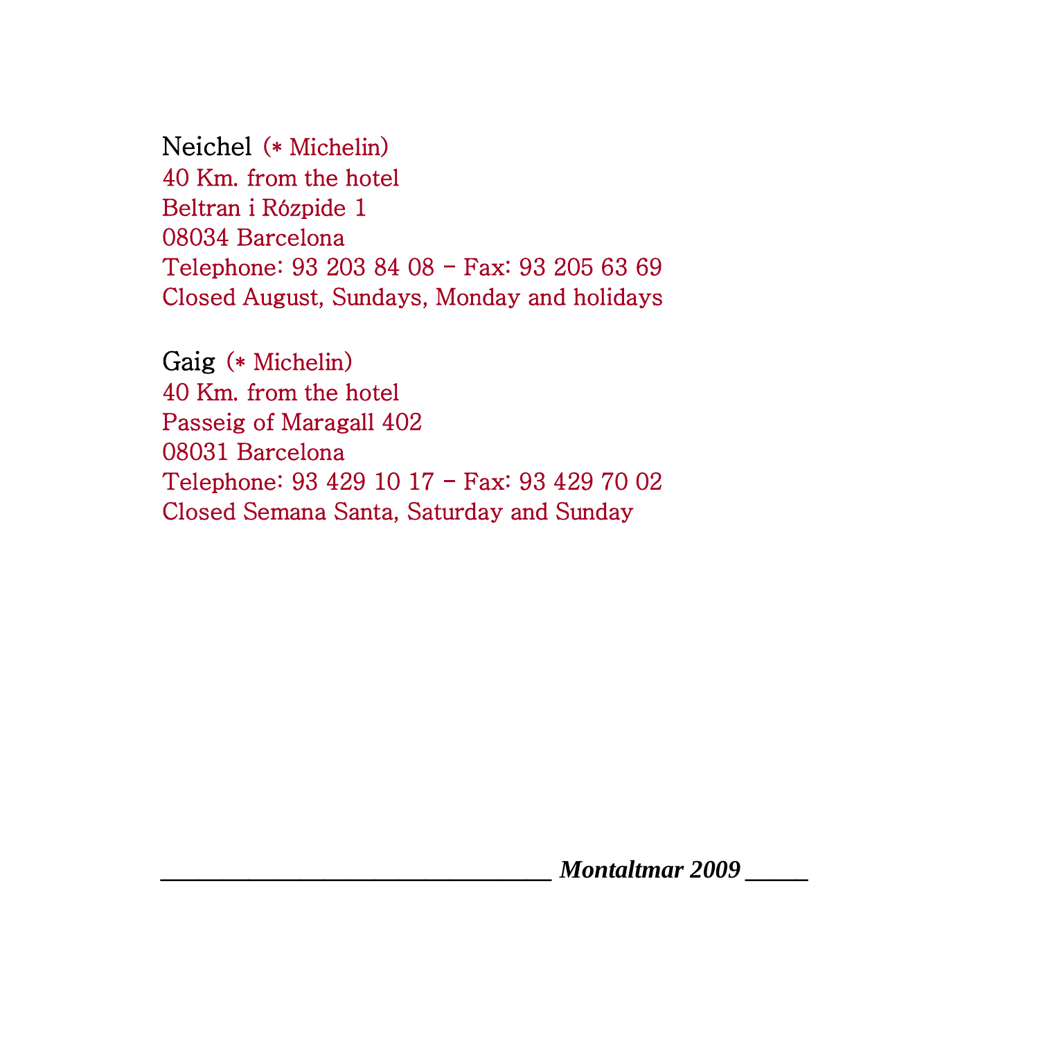Neichel (* Michelin)
40 Km. from the hotel
Beltran i Rózpide 1
08034 Barcelona
Telephone: 93 203 84 08 – Fax: 93 205 63 69
Closed August, Sundays, Monday and holidays

Gaig (* Michelin)
40 Km. from the hotel
Passeig of Maragall 402
08031 Barcelona
Telephone: 93 429 10 17 – Fax: 93 429 70 02
Closed Semana Santa, Saturday and Sunday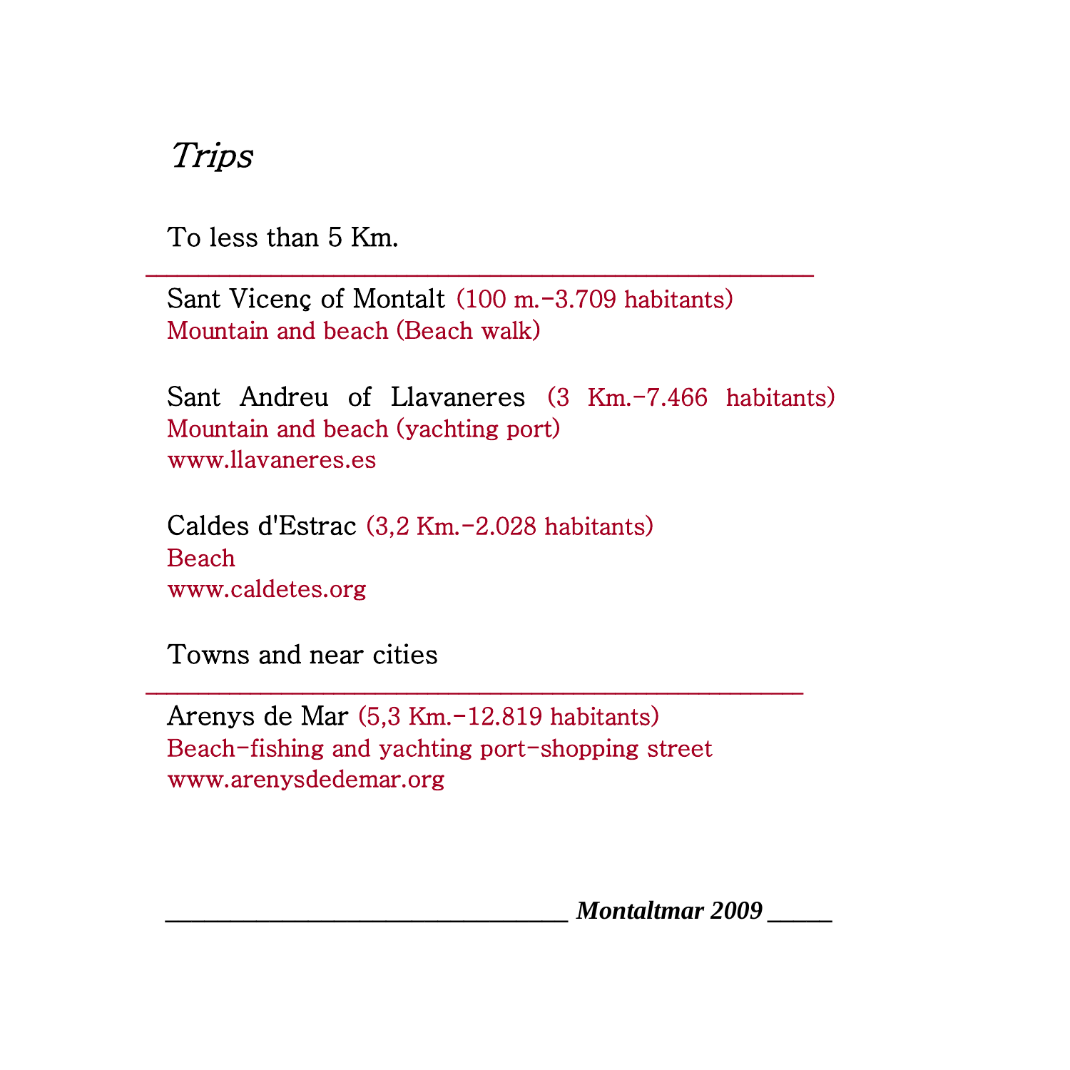# *Trips*

To less than 5 Km.

---

Sant Vicenç of Montalt (100 m.-3.709 habitants)
Mountain and beach (Beach walk)

Sant Andreu of Llavaneres (3 Km.-7.466 habitants)
Mountain and beach (yachting port)
www.llavaneres.es

Caldes d'Estrac (3,2 Km.-2.028 habitants)
Beach
www.caldetes.org

Towns and near cities

---

Arenys de Mar (5,3 Km.-12.819 habitants)
Beach-fishing and yachting port-shopping street
www.arenysdedemar.org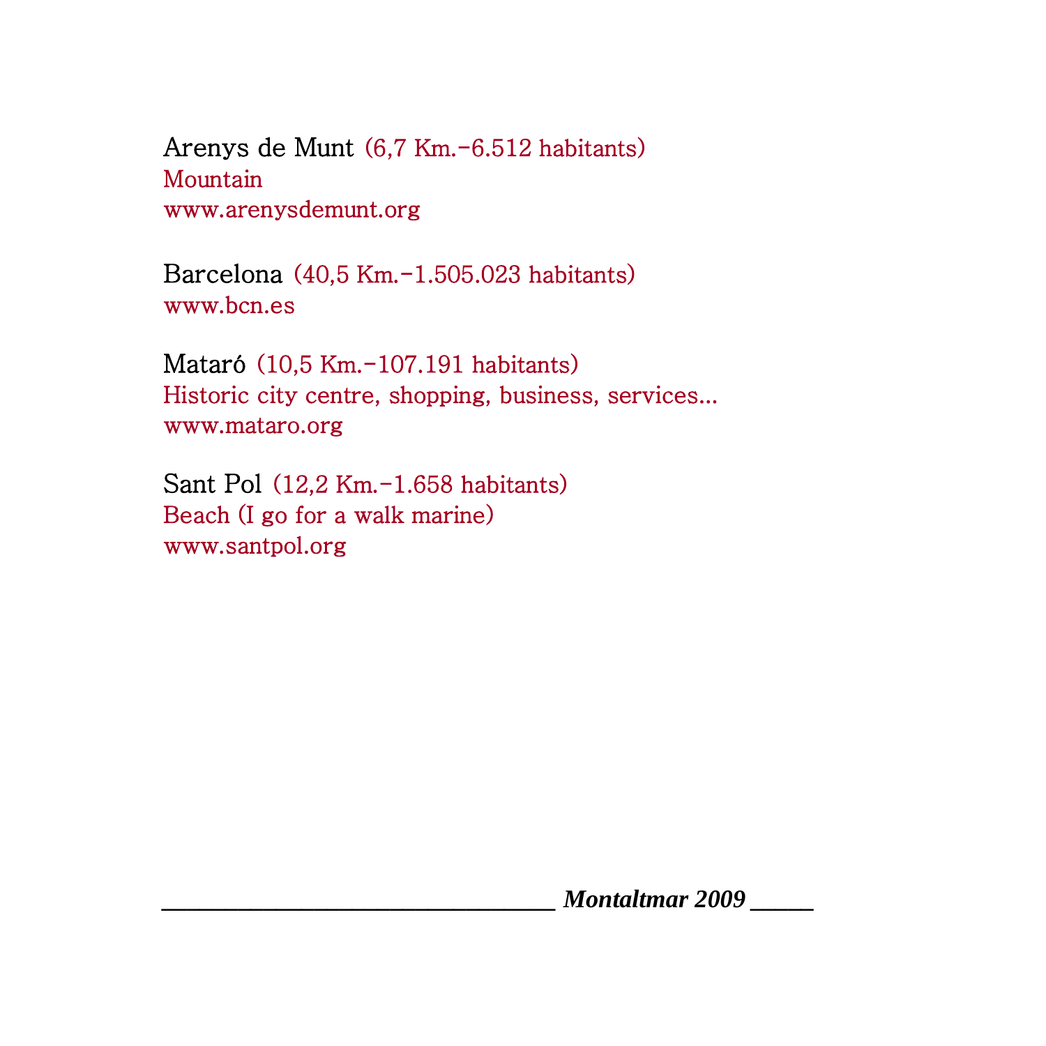Arenys de Munt (6,7 Km.-6.512 habitants)
Mountain
www.arenysdemunt.org

Barcelona (40,5 Km.-1.505.023 habitants)
www.bcn.es

Mataró (10,5 Km.-107.191 habitants)
Historic city centre, shopping, business, services...
www.mataro.org

Sant Pol (12,2 Km.-1.658 habitants)
Beach (I go for a walk marine)
www.santpol.org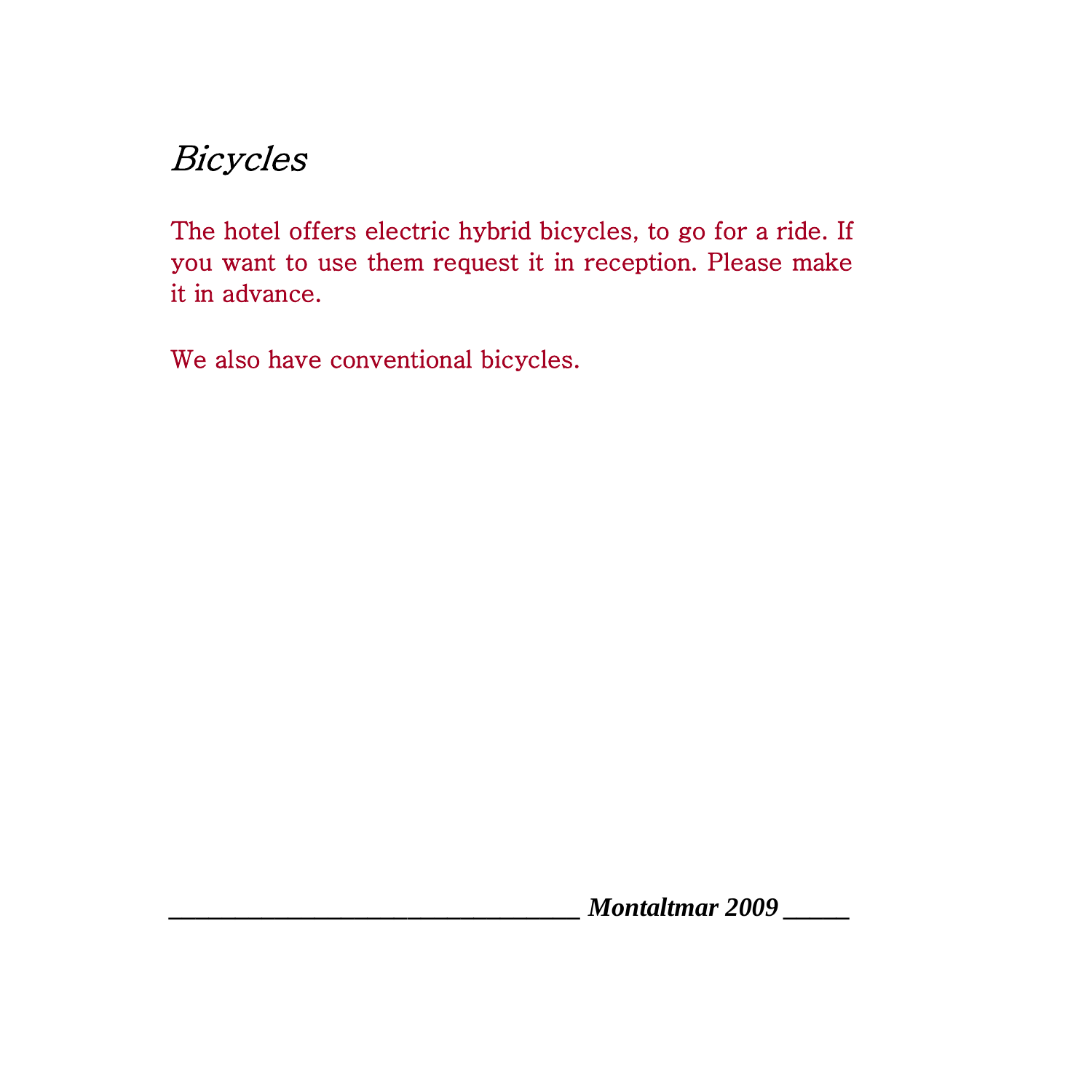# *Bicycles*

The hotel offers electric hybrid bicycles, to go for a ride. If you want to use them request it in reception. Please make it in advance.

We also have conventional bicycles.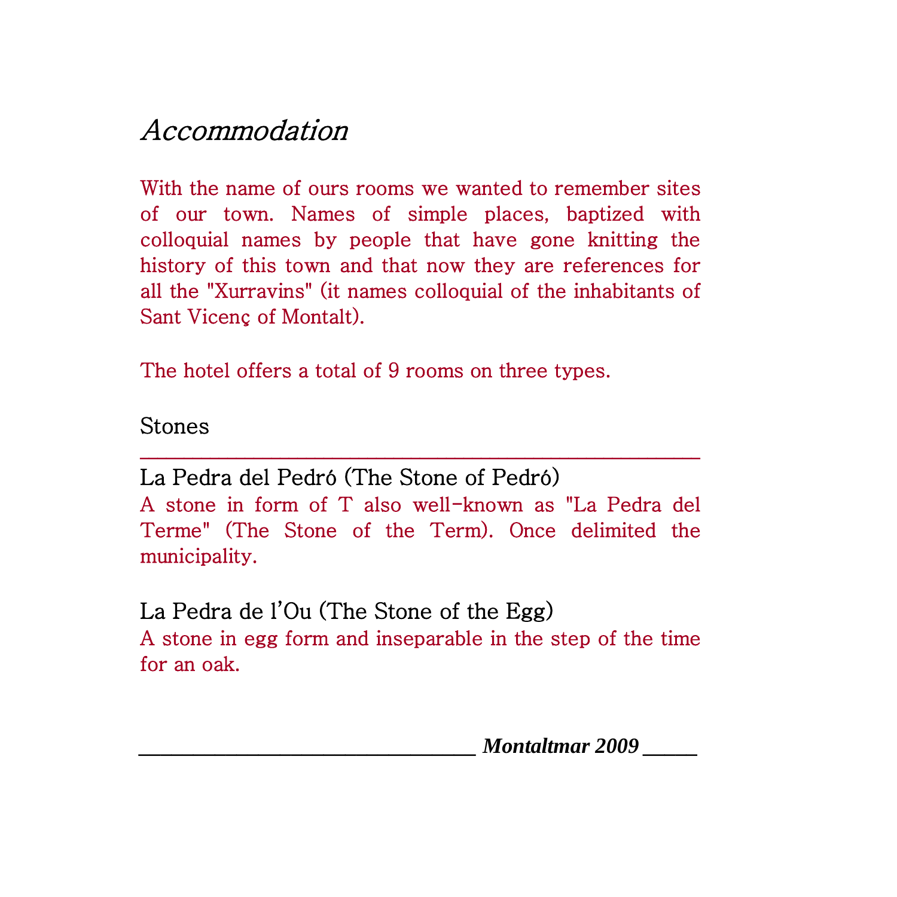# *Accommodation*

With the name of ours rooms we wanted to remember sites of our town. Names of simple places, baptized with colloquial names by people that have gone knitting the history of this town and that now they are references for all the "Xurravins" (it names colloquial of the inhabitants of Sant Vicenç of Montalt).

The hotel offers a total of 9 rooms on three types.

## Stones

---

### La Pedra del Pedró (The Stone of Pedró)

A stone in form of T also well-known as "La Pedra del Terme" (The Stone of the Term). Once delimited the municipality.

### La Pedra de l'Ou (The Stone of the Egg)

A stone in egg form and inseparable in the step of the time for an oak.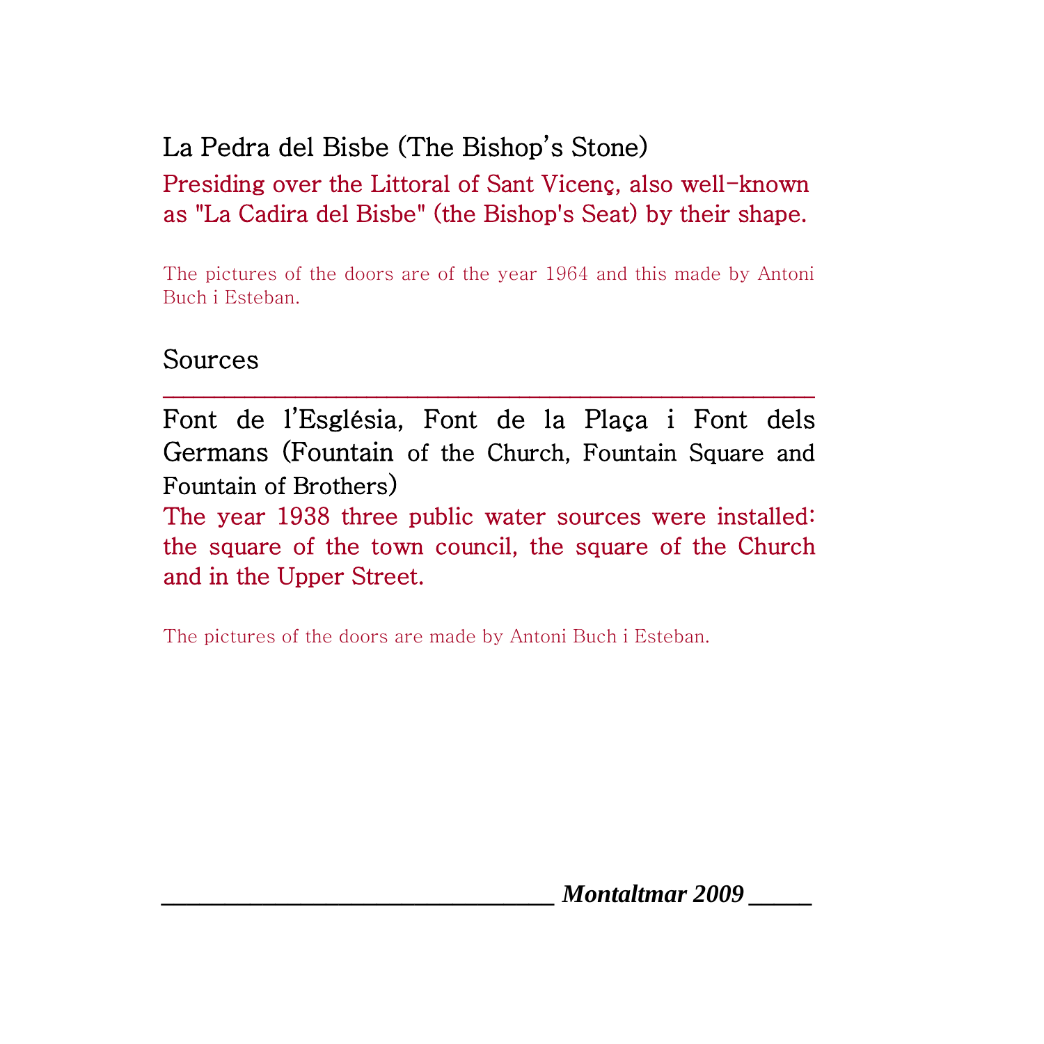### La Pedra del Bisbe (The Bishop's Stone)

**Presiding over the Littoral of Sant Vicenç, also well-known as "La Cadira del Bisbe" (the Bishop's Seat) by their shape.**

The pictures of the doors are of the year 1964 and this made by Antoni Buch i Esteban.

## Sources

### Font de l'Església, Font de la Plaça i Font dels Germans (Fountain of the Church, Fountain Square and Fountain of Brothers)

**The year 1938 three public water sources were installed: the square of the town council, the square of the Church and in the Upper Street.**

The pictures of the doors are made by Antoni Buch i Esteban.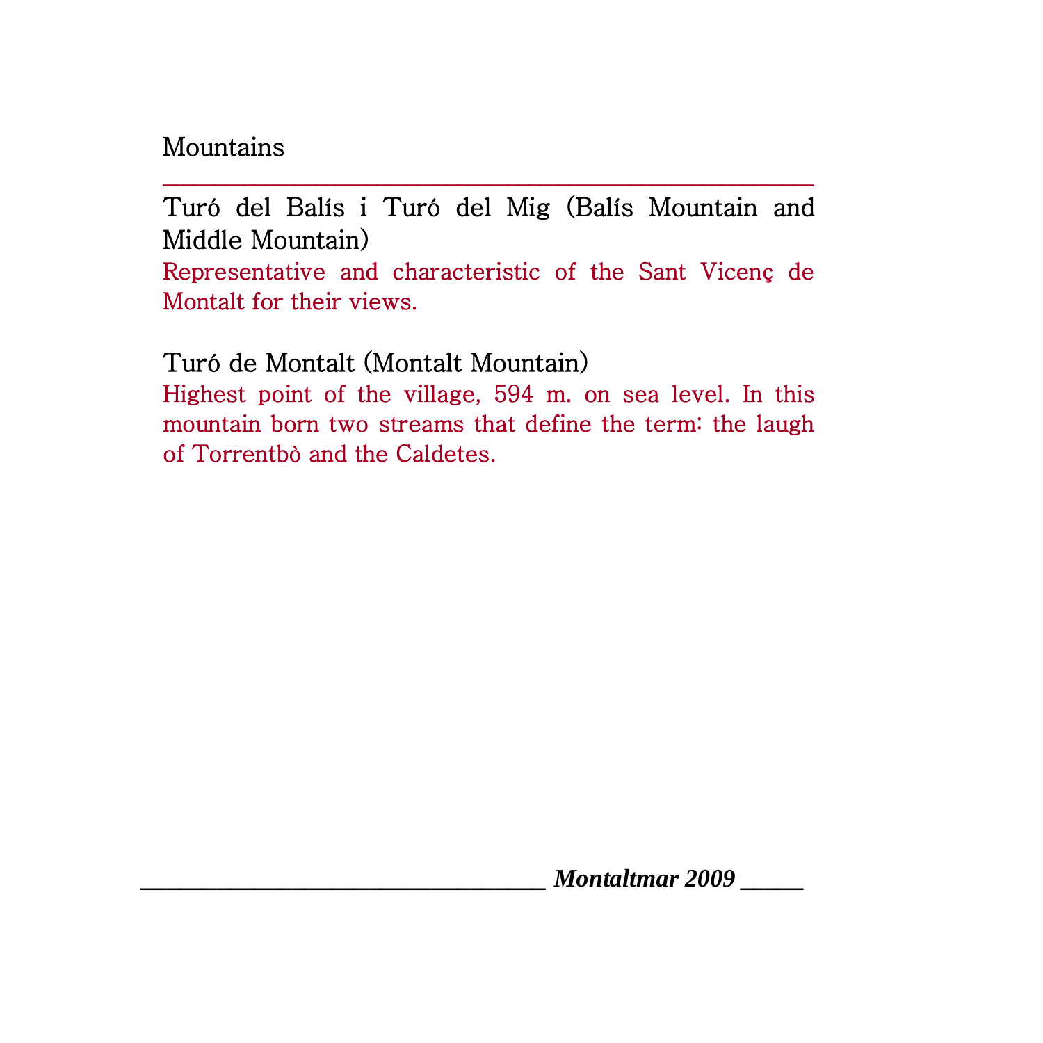## Mountains

---

### Turó del Balís i Turó del Mig (Balís Mountain and Middle Mountain)

Representative and characteristic of the Sant Vicenç de Montalt for their views.

### Turó de Montalt (Montalt Mountain)

Highest point of the village, 594 m. on sea level. In this mountain born two streams that define the term: the laugh of Torrentbò and the Caldetes.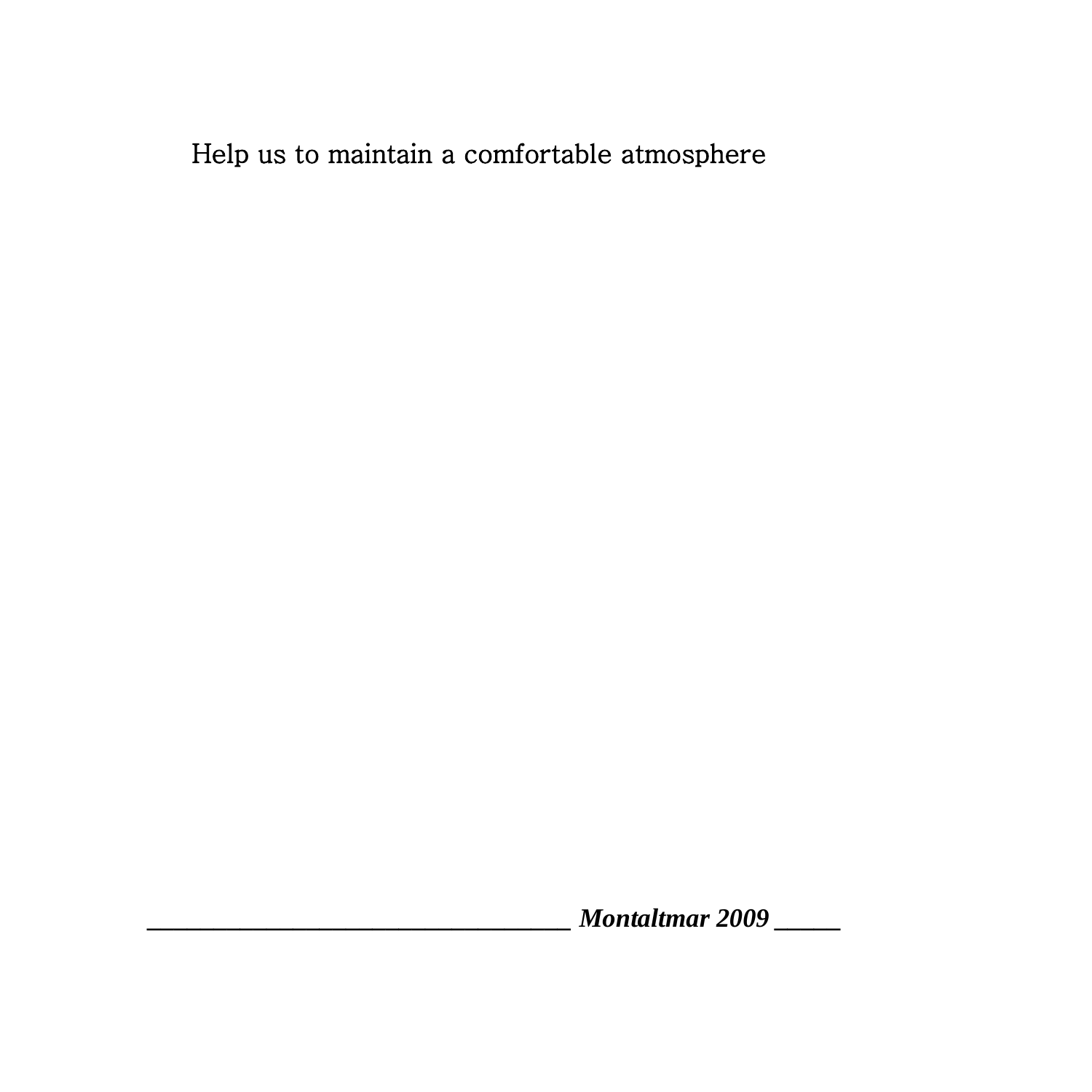Help us to maintain a comfortable atmosphere